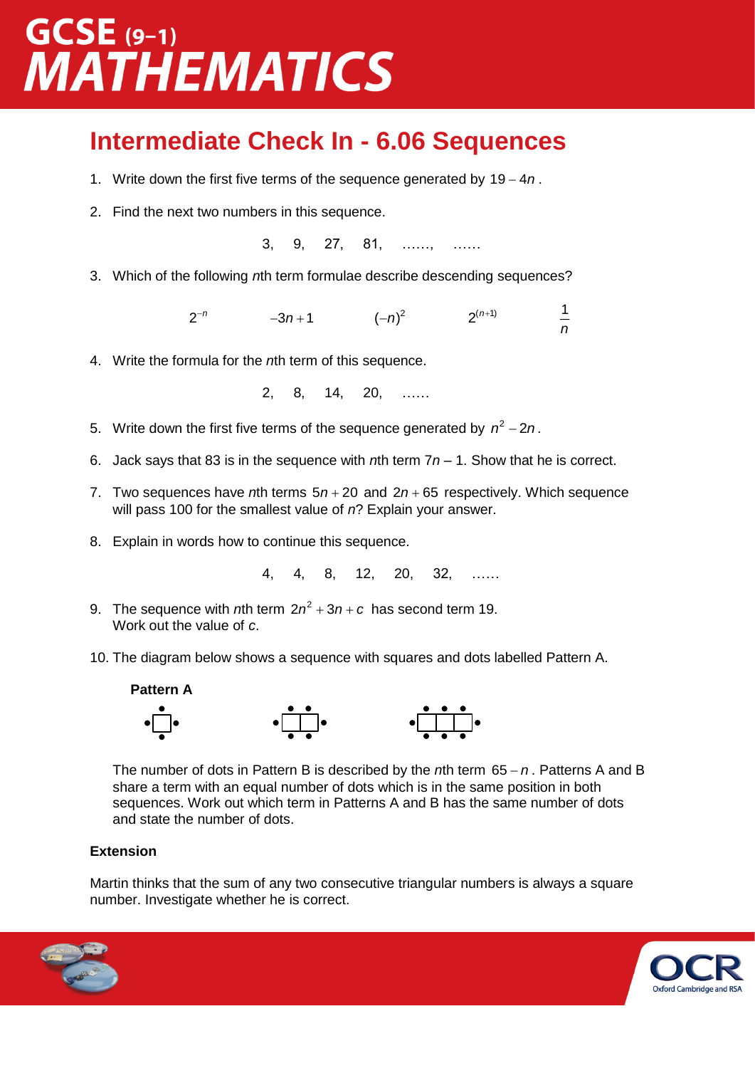# GCSE (9–1) MATHEMATICS

## Intermediate Check In - 6.06 Sequences

1. Write down the first five terms of the sequence generated by $19 - 4n$.

2. Find the next two numbers in this sequence.

   3, 9, 27, 81, ……, ……

3. Which of the following *n*th term formulae describe descending sequences?

   $2^{-n}$ $\quad -3n+1 \quad$ $(-n)^2$ $\quad 2^{(n+1)} \quad$ $\dfrac{1}{n}$

4. Write the formula for the *n*th term of this sequence.

   2, 8, 14, 20, ……

5. Write down the first five terms of the sequence generated by $n^2 - 2n$.

6. Jack says that 83 is in the sequence with *n*th term $7n - 1$. Show that he is correct.

7. Two sequences have *n*th terms $5n + 20$ and $2n + 65$ respectively. Which sequence will pass 100 for the smallest value of *n*? Explain your answer.

8. Explain in words how to continue this sequence.

   4, 4, 8, 12, 20, 32, ……

9. The sequence with *n*th term $2n^2 + 3n + c$ has second term 19.
   Work out the value of *c*.

10. The diagram below shows a sequence with squares and dots labelled Pattern A.

    **Pattern A**

    The number of dots in Pattern B is described by the *n*th term $65 - n$. Patterns A and B share a term with an equal number of dots which is in the same position in both sequences. Work out which term in Patterns A and B has the same number of dots and state the number of dots.

### Extension

Martin thinks that the sum of any two consecutive triangular numbers is always a square number. Investigate whether he is correct.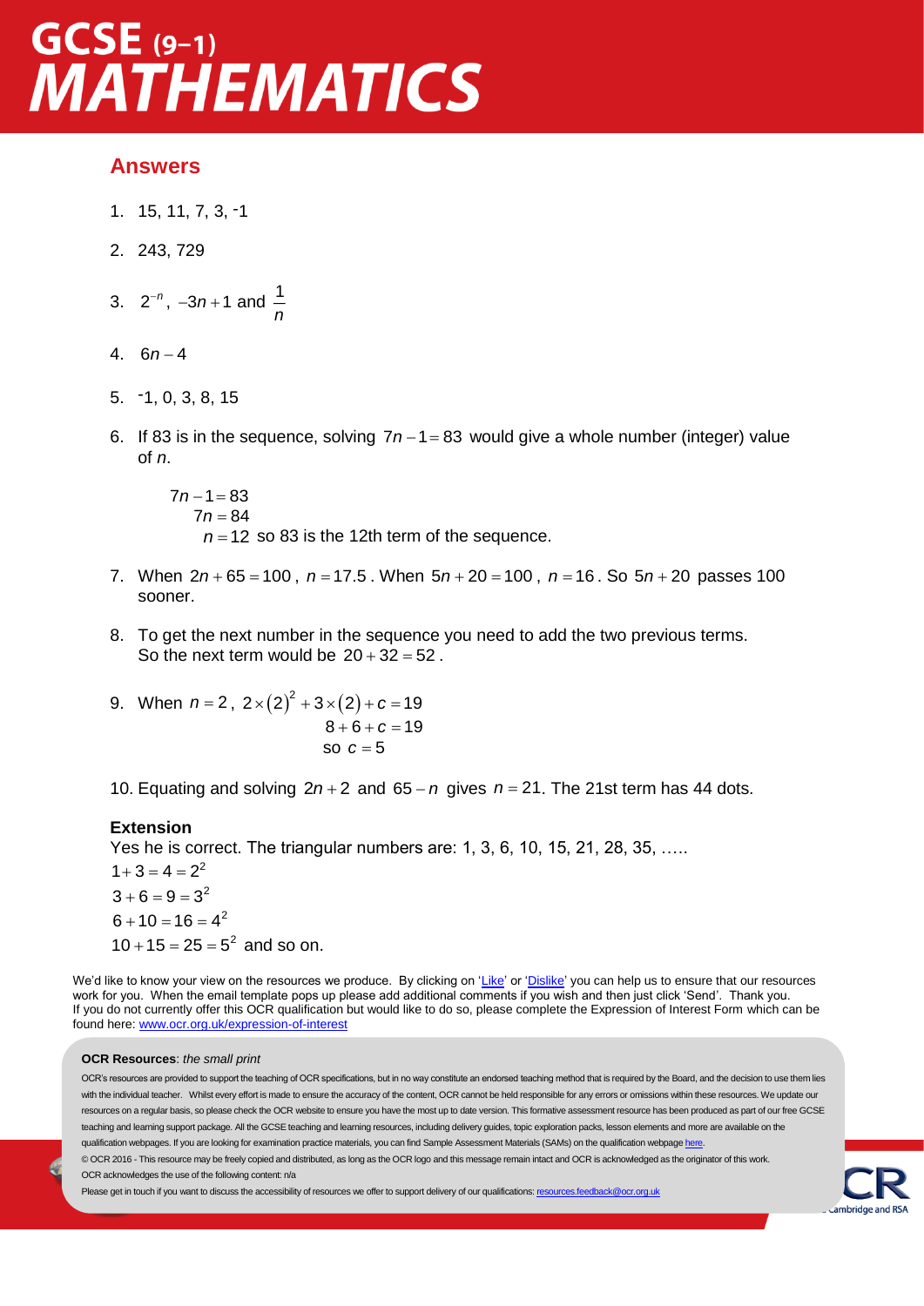# GCSE (9–1) MATHEMATICS

## Answers

1. 15, 11, 7, 3, ⁻1

2. 243, 729

3. $2^{-n}$, $-3n+1$ and $\frac{1}{n}$

4. $6n-4$

5. ⁻1, 0, 3, 8, 15

6. If 83 is in the sequence, solving $7n-1=83$ would give a whole number (integer) value of $n$.

   $$7n-1=83$$
   $$7n=84$$
   $n=12$ so 83 is the 12th term of the sequence.

7. When $2n+65=100$, $n=17.5$. When $5n+20=100$, $n=16$. So $5n+20$ passes 100 sooner.

8. To get the next number in the sequence you need to add the two previous terms. So the next term would be $20+32=52$.

9. When $n=2$, $2\times(2)^2+3\times(2)+c=19$

   $$8+6+c=19$$
   so $c=5$

10. Equating and solving $2n+2$ and $65-n$ gives $n=21$. The 21st term has 44 dots.

**Extension**

Yes he is correct. The triangular numbers are: 1, 3, 6, 10, 15, 21, 28, 35, …..

$1+3=4=2^2$

$3+6=9=3^2$

$6+10=16=4^2$

$10+15=25=5^2$ and so on.

We'd like to know your view on the resources we produce. By clicking on 'Like' or 'Dislike' you can help us to ensure that our resources work for you. When the email template pops up please add additional comments if you wish and then just click 'Send'. Thank you.
If you do not currently offer this OCR qualification but would like to do so, please complete the Expression of Interest Form which can be found here: www.ocr.org.uk/expression-of-interest

**OCR Resources**: *the small print*

OCR's resources are provided to support the teaching of OCR specifications, but in no way constitute an endorsed teaching method that is required by the Board, and the decision to use them lies with the individual teacher. Whilst every effort is made to ensure the accuracy of the content, OCR cannot be held responsible for any errors or omissions within these resources. We update our resources on a regular basis, so please check the OCR website to ensure you have the most up to date version. This formative assessment resource has been produced as part of our free GCSE teaching and learning support package. All the GCSE teaching and learning resources, including delivery guides, topic exploration packs, lesson elements and more are available on the qualification webpages. If you are looking for examination practice materials, you can find Sample Assessment Materials (SAMs) on the qualification webpage here.

© OCR 2016 - This resource may be freely copied and distributed, as long as the OCR logo and this message remain intact and OCR is acknowledged as the originator of this work.

OCR acknowledges the use of the following content: n/a

Please get in touch if you want to discuss the accessibility of resources we offer to support delivery of our qualifications: resources.feedback@ocr.org.uk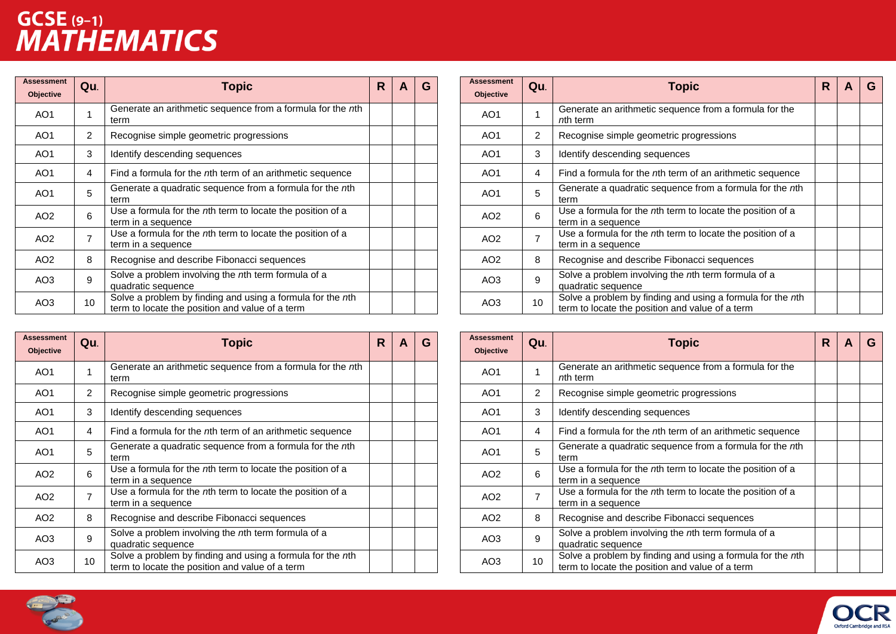# GCSE (9–1) MATHEMATICS

| Assessment Objective | Qu. | Topic | R | A | G |
|---|---|---|---|---|---|
| AO1 | 1 | Generate an arithmetic sequence from a formula for the *n*th term | | | |
| AO1 | 2 | Recognise simple geometric progressions | | | |
| AO1 | 3 | Identify descending sequences | | | |
| AO1 | 4 | Find a formula for the *n*th term of an arithmetic sequence | | | |
| AO1 | 5 | Generate a quadratic sequence from a formula for the *n*th term | | | |
| AO2 | 6 | Use a formula for the *n*th term to locate the position of a term in a sequence | | | |
| AO2 | 7 | Use a formula for the *n*th term to locate the position of a term in a sequence | | | |
| AO2 | 8 | Recognise and describe Fibonacci sequences | | | |
| AO3 | 9 | Solve a problem involving the *n*th term formula of a quadratic sequence | | | |
| AO3 | 10 | Solve a problem by finding and using a formula for the *n*th term to locate the position and value of a term | | | |

| Assessment Objective | Qu. | Topic | R | A | G |
|---|---|---|---|---|---|
| AO1 | 1 | Generate an arithmetic sequence from a formula for the *n*th term | | | |
| AO1 | 2 | Recognise simple geometric progressions | | | |
| AO1 | 3 | Identify descending sequences | | | |
| AO1 | 4 | Find a formula for the *n*th term of an arithmetic sequence | | | |
| AO1 | 5 | Generate a quadratic sequence from a formula for the *n*th term | | | |
| AO2 | 6 | Use a formula for the *n*th term to locate the position of a term in a sequence | | | |
| AO2 | 7 | Use a formula for the *n*th term to locate the position of a term in a sequence | | | |
| AO2 | 8 | Recognise and describe Fibonacci sequences | | | |
| AO3 | 9 | Solve a problem involving the *n*th term formula of a quadratic sequence | | | |
| AO3 | 10 | Solve a problem by finding and using a formula for the *n*th term to locate the position and value of a term | | | |

| Assessment Objective | Qu. | Topic | R | A | G |
|---|---|---|---|---|---|
| AO1 | 1 | Generate an arithmetic sequence from a formula for the *n*th term | | | |
| AO1 | 2 | Recognise simple geometric progressions | | | |
| AO1 | 3 | Identify descending sequences | | | |
| AO1 | 4 | Find a formula for the *n*th term of an arithmetic sequence | | | |
| AO1 | 5 | Generate a quadratic sequence from a formula for the *n*th term | | | |
| AO2 | 6 | Use a formula for the *n*th term to locate the position of a term in a sequence | | | |
| AO2 | 7 | Use a formula for the *n*th term to locate the position of a term in a sequence | | | |
| AO2 | 8 | Recognise and describe Fibonacci sequences | | | |
| AO3 | 9 | Solve a problem involving the *n*th term formula of a quadratic sequence | | | |
| AO3 | 10 | Solve a problem by finding and using a formula for the *n*th term to locate the position and value of a term | | | |

| Assessment Objective | Qu. | Topic | R | A | G |
|---|---|---|---|---|---|
| AO1 | 1 | Generate an arithmetic sequence from a formula for the *n*th term | | | |
| AO1 | 2 | Recognise simple geometric progressions | | | |
| AO1 | 3 | Identify descending sequences | | | |
| AO1 | 4 | Find a formula for the *n*th term of an arithmetic sequence | | | |
| AO1 | 5 | Generate a quadratic sequence from a formula for the *n*th term | | | |
| AO2 | 6 | Use a formula for the *n*th term to locate the position of a term in a sequence | | | |
| AO2 | 7 | Use a formula for the *n*th term to locate the position of a term in a sequence | | | |
| AO2 | 8 | Recognise and describe Fibonacci sequences | | | |
| AO3 | 9 | Solve a problem involving the *n*th term formula of a quadratic sequence | | | |
| AO3 | 10 | Solve a problem by finding and using a formula for the *n*th term to locate the position and value of a term | | | |

OCR Oxford Cambridge and RSA